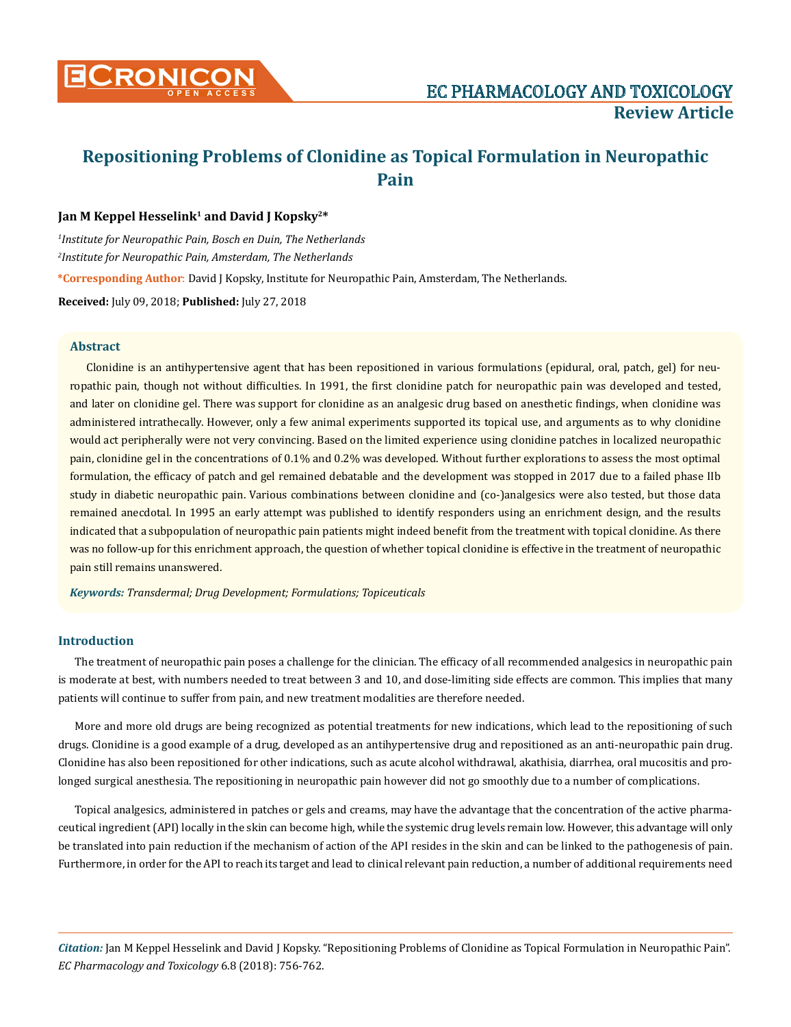# Repositioning Problems of Clonidine as Topical Formulation in Neuropathic Pain

**Jan M Keppel Hesselink[1] and David J Kopsky[2]***

*[1]Institute for Neuropathic Pain, Bosch en Duin, The Netherlands*

*[2]Institute for Neuropathic Pain, Amsterdam, The Netherlands*

***Corresponding Author**: David J Kopsky, Institute for Neuropathic Pain, Amsterdam, The Netherlands.

**Received:** July 09, 2018; **Published:** July 27, 2018

## Abstract

Clonidine is an antihypertensive agent that has been repositioned in various formulations (epidural, oral, patch, gel) for neuropathic pain, though not without difficulties. In 1991, the first clonidine patch for neuropathic pain was developed and tested, and later on clonidine gel. There was support for clonidine as an analgesic drug based on anesthetic findings, when clonidine was administered intrathecally. However, only a few animal experiments supported its topical use, and arguments as to why clonidine would act peripherally were not very convincing. Based on the limited experience using clonidine patches in localized neuropathic pain, clonidine gel in the concentrations of 0.1% and 0.2% was developed. Without further explorations to assess the most optimal formulation, the efficacy of patch and gel remained debatable and the development was stopped in 2017 due to a failed phase IIb study in diabetic neuropathic pain. Various combinations between clonidine and (co-)analgesics were also tested, but those data remained anecdotal. In 1995 an early attempt was published to identify responders using an enrichment design, and the results indicated that a subpopulation of neuropathic pain patients might indeed benefit from the treatment with topical clonidine. As there was no follow-up for this enrichment approach, the question of whether topical clonidine is effective in the treatment of neuropathic pain still remains unanswered.

***Keywords:*** *Transdermal; Drug Development; Formulations; Topiceuticals*

## Introduction

The treatment of neuropathic pain poses a challenge for the clinician. The efficacy of all recommended analgesics in neuropathic pain is moderate at best, with numbers needed to treat between 3 and 10, and dose-limiting side effects are common. This implies that many patients will continue to suffer from pain, and new treatment modalities are therefore needed.

More and more old drugs are being recognized as potential treatments for new indications, which lead to the repositioning of such drugs. Clonidine is a good example of a drug, developed as an antihypertensive drug and repositioned as an anti-neuropathic pain drug. Clonidine has also been repositioned for other indications, such as acute alcohol withdrawal, akathisia, diarrhea, oral mucositis and prolonged surgical anesthesia. The repositioning in neuropathic pain however did not go smoothly due to a number of complications.

Topical analgesics, administered in patches or gels and creams, may have the advantage that the concentration of the active pharmaceutical ingredient (API) locally in the skin can become high, while the systemic drug levels remain low. However, this advantage will only be translated into pain reduction if the mechanism of action of the API resides in the skin and can be linked to the pathogenesis of pain. Furthermore, in order for the API to reach its target and lead to clinical relevant pain reduction, a number of additional requirements need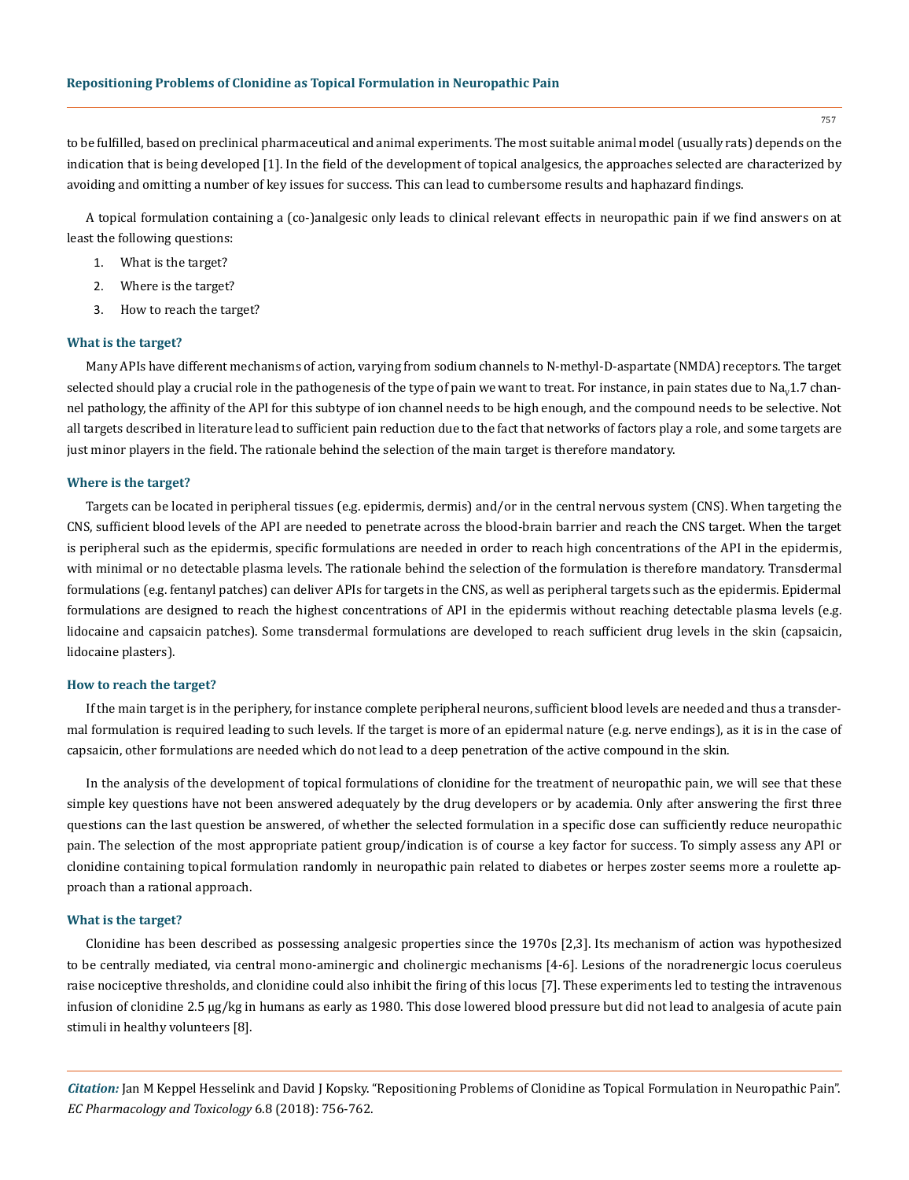to be fulfilled, based on preclinical pharmaceutical and animal experiments. The most suitable animal model (usually rats) depends on the indication that is being developed [1]. In the field of the development of topical analgesics, the approaches selected are characterized by avoiding and omitting a number of key issues for success. This can lead to cumbersome results and haphazard findings.

A topical formulation containing a (co-)analgesic only leads to clinical relevant effects in neuropathic pain if we find answers on at least the following questions:

1. What is the target?
2. Where is the target?
3. How to reach the target?

### What is the target?

Many APIs have different mechanisms of action, varying from sodium channels to N-methyl-D-aspartate (NMDA) receptors. The target selected should play a crucial role in the pathogenesis of the type of pain we want to treat. For instance, in pain states due to $Na_V1.7$ channel pathology, the affinity of the API for this subtype of ion channel needs to be high enough, and the compound needs to be selective. Not all targets described in literature lead to sufficient pain reduction due to the fact that networks of factors play a role, and some targets are just minor players in the field. The rationale behind the selection of the main target is therefore mandatory.

### Where is the target?

Targets can be located in peripheral tissues (e.g. epidermis, dermis) and/or in the central nervous system (CNS). When targeting the CNS, sufficient blood levels of the API are needed to penetrate across the blood-brain barrier and reach the CNS target. When the target is peripheral such as the epidermis, specific formulations are needed in order to reach high concentrations of the API in the epidermis, with minimal or no detectable plasma levels. The rationale behind the selection of the formulation is therefore mandatory. Transdermal formulations (e.g. fentanyl patches) can deliver APIs for targets in the CNS, as well as peripheral targets such as the epidermis. Epidermal formulations are designed to reach the highest concentrations of API in the epidermis without reaching detectable plasma levels (e.g. lidocaine and capsaicin patches). Some transdermal formulations are developed to reach sufficient drug levels in the skin (capsaicin, lidocaine plasters).

### How to reach the target?

If the main target is in the periphery, for instance complete peripheral neurons, sufficient blood levels are needed and thus a transdermal formulation is required leading to such levels. If the target is more of an epidermal nature (e.g. nerve endings), as it is in the case of capsaicin, other formulations are needed which do not lead to a deep penetration of the active compound in the skin.

In the analysis of the development of topical formulations of clonidine for the treatment of neuropathic pain, we will see that these simple key questions have not been answered adequately by the drug developers or by academia. Only after answering the first three questions can the last question be answered, of whether the selected formulation in a specific dose can sufficiently reduce neuropathic pain. The selection of the most appropriate patient group/indication is of course a key factor for success. To simply assess any API or clonidine containing topical formulation randomly in neuropathic pain related to diabetes or herpes zoster seems more a roulette approach than a rational approach.

### What is the target?

Clonidine has been described as possessing analgesic properties since the 1970s [2,3]. Its mechanism of action was hypothesized to be centrally mediated, via central mono-aminergic and cholinergic mechanisms [4-6]. Lesions of the noradrenergic locus coeruleus raise nociceptive thresholds, and clonidine could also inhibit the firing of this locus [7]. These experiments led to testing the intravenous infusion of clonidine 2.5 μg/kg in humans as early as 1980. This dose lowered blood pressure but did not lead to analgesia of acute pain stimuli in healthy volunteers [8].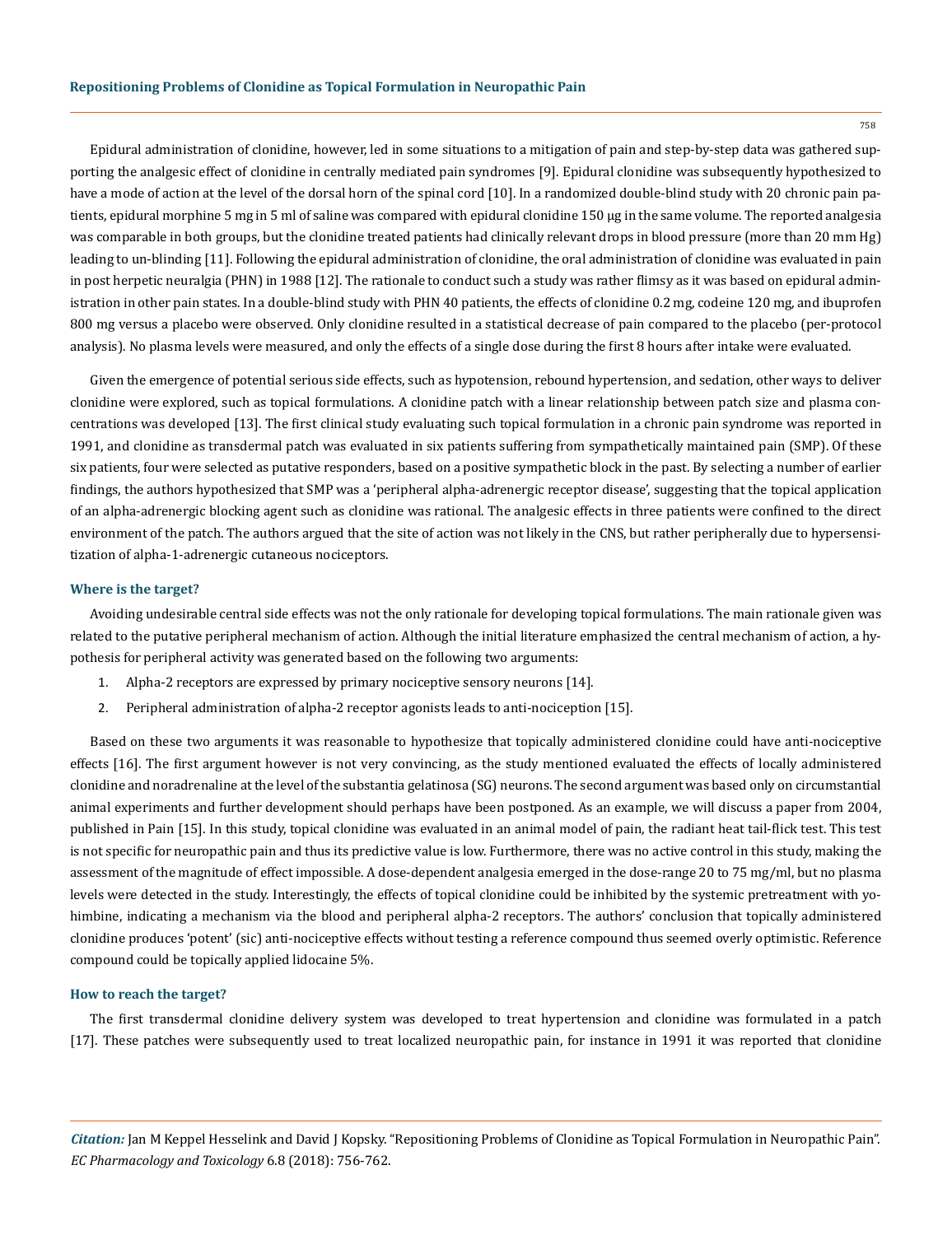Epidural administration of clonidine, however, led in some situations to a mitigation of pain and step-by-step data was gathered supporting the analgesic effect of clonidine in centrally mediated pain syndromes [9]. Epidural clonidine was subsequently hypothesized to have a mode of action at the level of the dorsal horn of the spinal cord [10]. In a randomized double-blind study with 20 chronic pain patients, epidural morphine 5 mg in 5 ml of saline was compared with epidural clonidine 150 μg in the same volume. The reported analgesia was comparable in both groups, but the clonidine treated patients had clinically relevant drops in blood pressure (more than 20 mm Hg) leading to un-blinding [11]. Following the epidural administration of clonidine, the oral administration of clonidine was evaluated in pain in post herpetic neuralgia (PHN) in 1988 [12]. The rationale to conduct such a study was rather flimsy as it was based on epidural administration in other pain states. In a double-blind study with PHN 40 patients, the effects of clonidine 0.2 mg, codeine 120 mg, and ibuprofen 800 mg versus a placebo were observed. Only clonidine resulted in a statistical decrease of pain compared to the placebo (per-protocol analysis). No plasma levels were measured, and only the effects of a single dose during the first 8 hours after intake were evaluated.

Given the emergence of potential serious side effects, such as hypotension, rebound hypertension, and sedation, other ways to deliver clonidine were explored, such as topical formulations. A clonidine patch with a linear relationship between patch size and plasma concentrations was developed [13]. The first clinical study evaluating such topical formulation in a chronic pain syndrome was reported in 1991, and clonidine as transdermal patch was evaluated in six patients suffering from sympathetically maintained pain (SMP). Of these six patients, four were selected as putative responders, based on a positive sympathetic block in the past. By selecting a number of earlier findings, the authors hypothesized that SMP was a 'peripheral alpha-adrenergic receptor disease', suggesting that the topical application of an alpha-adrenergic blocking agent such as clonidine was rational. The analgesic effects in three patients were confined to the direct environment of the patch. The authors argued that the site of action was not likely in the CNS, but rather peripherally due to hypersensitization of alpha-1-adrenergic cutaneous nociceptors.

### Where is the target?

Avoiding undesirable central side effects was not the only rationale for developing topical formulations. The main rationale given was related to the putative peripheral mechanism of action. Although the initial literature emphasized the central mechanism of action, a hypothesis for peripheral activity was generated based on the following two arguments:

1. Alpha-2 receptors are expressed by primary nociceptive sensory neurons [14].
2. Peripheral administration of alpha-2 receptor agonists leads to anti-nociception [15].

Based on these two arguments it was reasonable to hypothesize that topically administered clonidine could have anti-nociceptive effects [16]. The first argument however is not very convincing, as the study mentioned evaluated the effects of locally administered clonidine and noradrenaline at the level of the substantia gelatinosa (SG) neurons. The second argument was based only on circumstantial animal experiments and further development should perhaps have been postponed. As an example, we will discuss a paper from 2004, published in Pain [15]. In this study, topical clonidine was evaluated in an animal model of pain, the radiant heat tail-flick test. This test is not specific for neuropathic pain and thus its predictive value is low. Furthermore, there was no active control in this study, making the assessment of the magnitude of effect impossible. A dose-dependent analgesia emerged in the dose-range 20 to 75 mg/ml, but no plasma levels were detected in the study. Interestingly, the effects of topical clonidine could be inhibited by the systemic pretreatment with yohimbine, indicating a mechanism via the blood and peripheral alpha-2 receptors. The authors' conclusion that topically administered clonidine produces 'potent' (sic) anti-nociceptive effects without testing a reference compound thus seemed overly optimistic. Reference compound could be topically applied lidocaine 5%.

### How to reach the target?

The first transdermal clonidine delivery system was developed to treat hypertension and clonidine was formulated in a patch [17]. These patches were subsequently used to treat localized neuropathic pain, for instance in 1991 it was reported that clonidine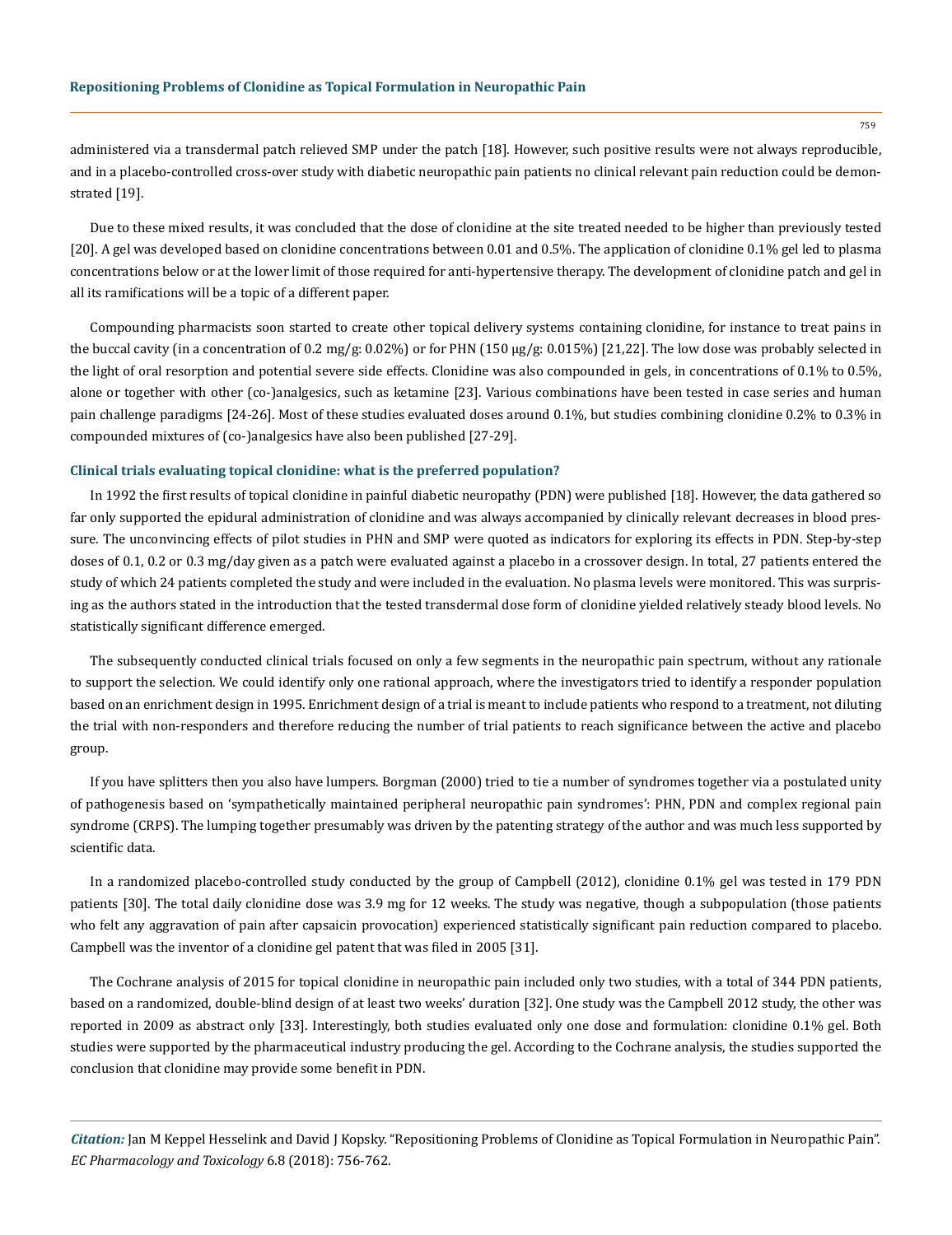administered via a transdermal patch relieved SMP under the patch [18]. However, such positive results were not always reproducible, and in a placebo-controlled cross-over study with diabetic neuropathic pain patients no clinical relevant pain reduction could be demonstrated [19].

Due to these mixed results, it was concluded that the dose of clonidine at the site treated needed to be higher than previously tested [20]. A gel was developed based on clonidine concentrations between 0.01 and 0.5%. The application of clonidine 0.1% gel led to plasma concentrations below or at the lower limit of those required for anti-hypertensive therapy. The development of clonidine patch and gel in all its ramifications will be a topic of a different paper.

Compounding pharmacists soon started to create other topical delivery systems containing clonidine, for instance to treat pains in the buccal cavity (in a concentration of 0.2 mg/g: 0.02%) or for PHN (150 µg/g: 0.015%) [21,22]. The low dose was probably selected in the light of oral resorption and potential severe side effects. Clonidine was also compounded in gels, in concentrations of 0.1% to 0.5%, alone or together with other (co-)analgesics, such as ketamine [23]. Various combinations have been tested in case series and human pain challenge paradigms [24-26]. Most of these studies evaluated doses around 0.1%, but studies combining clonidine 0.2% to 0.3% in compounded mixtures of (co-)analgesics have also been published [27-29].

### Clinical trials evaluating topical clonidine: what is the preferred population?

In 1992 the first results of topical clonidine in painful diabetic neuropathy (PDN) were published [18]. However, the data gathered so far only supported the epidural administration of clonidine and was always accompanied by clinically relevant decreases in blood pressure. The unconvincing effects of pilot studies in PHN and SMP were quoted as indicators for exploring its effects in PDN. Step-by-step doses of 0.1, 0.2 or 0.3 mg/day given as a patch were evaluated against a placebo in a crossover design. In total, 27 patients entered the study of which 24 patients completed the study and were included in the evaluation. No plasma levels were monitored. This was surprising as the authors stated in the introduction that the tested transdermal dose form of clonidine yielded relatively steady blood levels. No statistically significant difference emerged.

The subsequently conducted clinical trials focused on only a few segments in the neuropathic pain spectrum, without any rationale to support the selection. We could identify only one rational approach, where the investigators tried to identify a responder population based on an enrichment design in 1995. Enrichment design of a trial is meant to include patients who respond to a treatment, not diluting the trial with non-responders and therefore reducing the number of trial patients to reach significance between the active and placebo group.

If you have splitters then you also have lumpers. Borgman (2000) tried to tie a number of syndromes together via a postulated unity of pathogenesis based on 'sympathetically maintained peripheral neuropathic pain syndromes': PHN, PDN and complex regional pain syndrome (CRPS). The lumping together presumably was driven by the patenting strategy of the author and was much less supported by scientific data.

In a randomized placebo-controlled study conducted by the group of Campbell (2012), clonidine 0.1% gel was tested in 179 PDN patients [30]. The total daily clonidine dose was 3.9 mg for 12 weeks. The study was negative, though a subpopulation (those patients who felt any aggravation of pain after capsaicin provocation) experienced statistically significant pain reduction compared to placebo. Campbell was the inventor of a clonidine gel patent that was filed in 2005 [31].

The Cochrane analysis of 2015 for topical clonidine in neuropathic pain included only two studies, with a total of 344 PDN patients, based on a randomized, double-blind design of at least two weeks' duration [32]. One study was the Campbell 2012 study, the other was reported in 2009 as abstract only [33]. Interestingly, both studies evaluated only one dose and formulation: clonidine 0.1% gel. Both studies were supported by the pharmaceutical industry producing the gel. According to the Cochrane analysis, the studies supported the conclusion that clonidine may provide some benefit in PDN.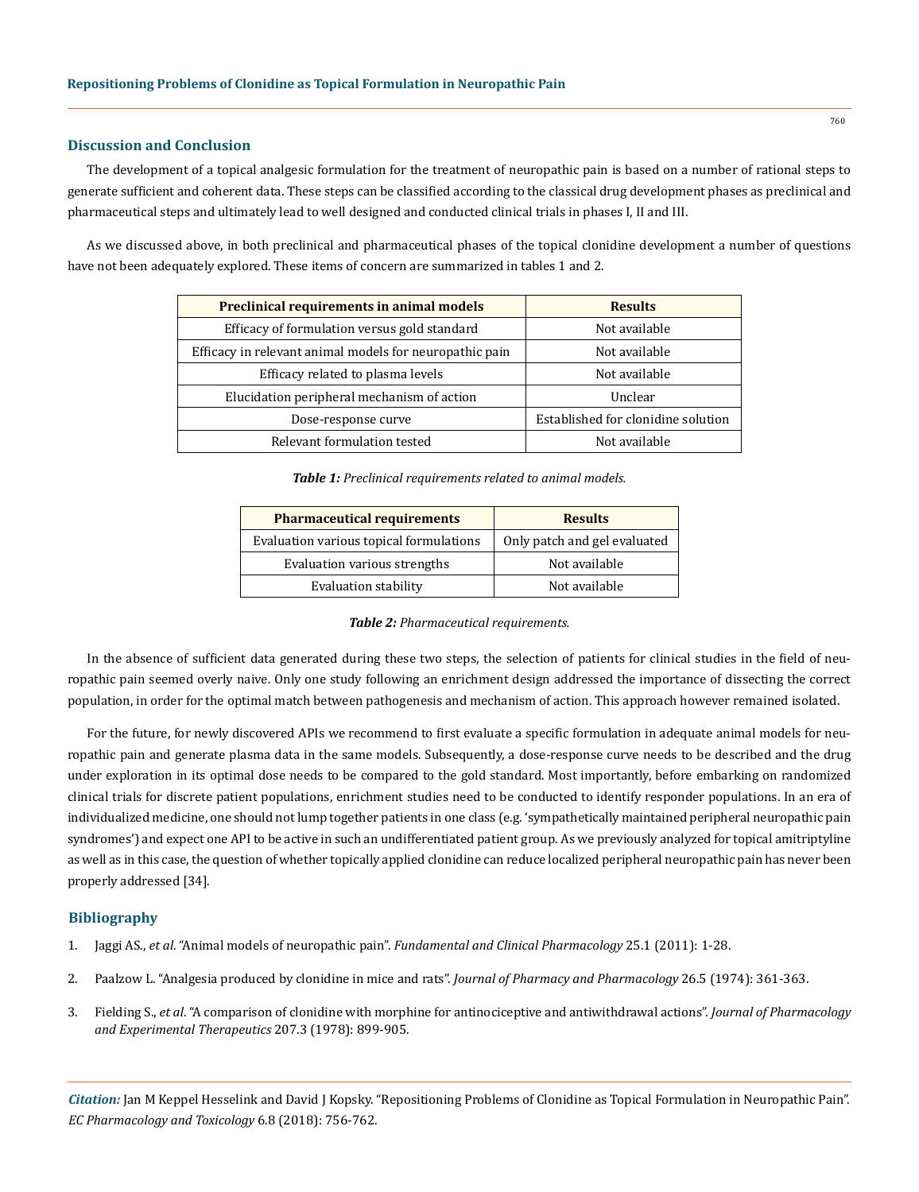## Discussion and Conclusion

The development of a topical analgesic formulation for the treatment of neuropathic pain is based on a number of rational steps to generate sufficient and coherent data. These steps can be classified according to the classical drug development phases as preclinical and pharmaceutical steps and ultimately lead to well designed and conducted clinical trials in phases I, II and III.

As we discussed above, in both preclinical and pharmaceutical phases of the topical clonidine development a number of questions have not been adequately explored. These items of concern are summarized in tables 1 and 2.

| Preclinical requirements in animal models | Results |
|---|---|
| Efficacy of formulation versus gold standard | Not available |
| Efficacy in relevant animal models for neuropathic pain | Not available |
| Efficacy related to plasma levels | Not available |
| Elucidation peripheral mechanism of action | Unclear |
| Dose-response curve | Established for clonidine solution |
| Relevant formulation tested | Not available |

***Table 1:*** *Preclinical requirements related to animal models.*

| Pharmaceutical requirements | Results |
|---|---|
| Evaluation various topical formulations | Only patch and gel evaluated |
| Evaluation various strengths | Not available |
| Evaluation stability | Not available |

***Table 2:*** *Pharmaceutical requirements.*

In the absence of sufficient data generated during these two steps, the selection of patients for clinical studies in the field of neuropathic pain seemed overly naive. Only one study following an enrichment design addressed the importance of dissecting the correct population, in order for the optimal match between pathogenesis and mechanism of action. This approach however remained isolated.

For the future, for newly discovered APIs we recommend to first evaluate a specific formulation in adequate animal models for neuropathic pain and generate plasma data in the same models. Subsequently, a dose-response curve needs to be described and the drug under exploration in its optimal dose needs to be compared to the gold standard. Most importantly, before embarking on randomized clinical trials for discrete patient populations, enrichment studies need to be conducted to identify responder populations. In an era of individualized medicine, one should not lump together patients in one class (e.g. 'sympathetically maintained peripheral neuropathic pain syndromes') and expect one API to be active in such an undifferentiated patient group. As we previously analyzed for topical amitriptyline as well as in this case, the question of whether topically applied clonidine can reduce localized peripheral neuropathic pain has never been properly addressed [34].

## Bibliography

1. Jaggi AS., *et al*. "Animal models of neuropathic pain". *Fundamental and Clinical Pharmacology* 25.1 (2011): 1-28.
2. Paalzow L. "Analgesia produced by clonidine in mice and rats". *Journal of Pharmacy and Pharmacology* 26.5 (1974): 361-363.
3. Fielding S., *et al*. "A comparison of clonidine with morphine for antinociceptive and antiwithdrawal actions". *Journal of Pharmacology and Experimental Therapeutics* 207.3 (1978): 899-905.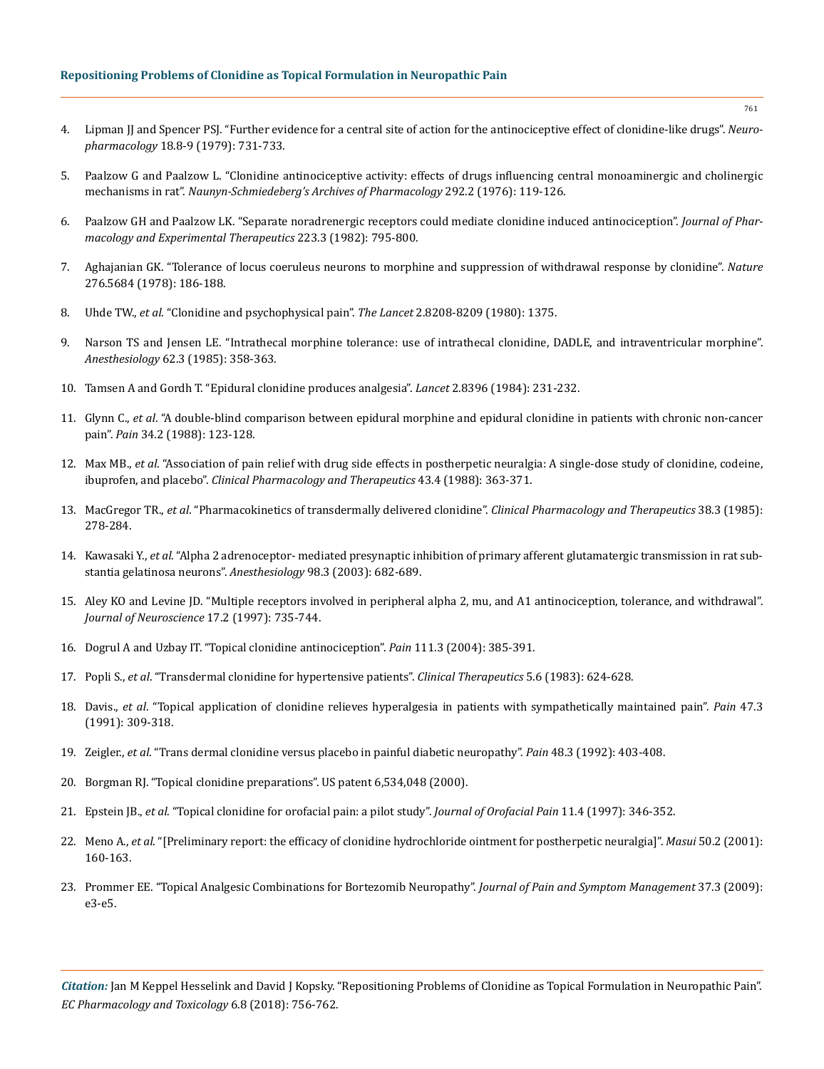4. Lipman JJ and Spencer PSJ. "Further evidence for a central site of action for the antinociceptive effect of clonidine-like drugs". *Neuropharmacology* 18.8-9 (1979): 731-733.

5. Paalzow G and Paalzow L. "Clonidine antinociceptive activity: effects of drugs influencing central monoaminergic and cholinergic mechanisms in rat". *Naunyn-Schmiedeberg's Archives of Pharmacology* 292.2 (1976): 119-126.

6. Paalzow GH and Paalzow LK. "Separate noradrenergic receptors could mediate clonidine induced antinociception". *Journal of Pharmacology and Experimental Therapeutics* 223.3 (1982): 795-800.

7. Aghajanian GK. "Tolerance of locus coeruleus neurons to morphine and suppression of withdrawal response by clonidine". *Nature* 276.5684 (1978): 186-188.

8. Uhde TW., *et al*. "Clonidine and psychophysical pain". *The Lancet* 2.8208-8209 (1980): 1375.

9. Narson TS and Jensen LE. "Intrathecal morphine tolerance: use of intrathecal clonidine, DADLE, and intraventricular morphine". *Anesthesiology* 62.3 (1985): 358-363.

10. Tamsen A and Gordh T. "Epidural clonidine produces analgesia". *Lancet* 2.8396 (1984): 231-232.

11. Glynn C., *et al*. "A double-blind comparison between epidural morphine and epidural clonidine in patients with chronic non-cancer pain". *Pain* 34.2 (1988): 123-128.

12. Max MB., *et al*. "Association of pain relief with drug side effects in postherpetic neuralgia: A single-dose study of clonidine, codeine, ibuprofen, and placebo". *Clinical Pharmacology and Therapeutics* 43.4 (1988): 363-371.

13. MacGregor TR., *et al*. "Pharmacokinetics of transdermally delivered clonidine". *Clinical Pharmacology and Therapeutics* 38.3 (1985): 278-284.

14. Kawasaki Y., *et al*. "Alpha 2 adrenoceptor- mediated presynaptic inhibition of primary afferent glutamatergic transmission in rat substantia gelatinosa neurons". *Anesthesiology* 98.3 (2003): 682-689.

15. Aley KO and Levine JD. "Multiple receptors involved in peripheral alpha 2, mu, and A1 antinociception, tolerance, and withdrawal". *Journal of Neuroscience* 17.2 (1997): 735-744.

16. Dogrul A and Uzbay IT. "Topical clonidine antinociception". *Pain* 111.3 (2004): 385-391.

17. Popli S., *et al*. "Transdermal clonidine for hypertensive patients". *Clinical Therapeutics* 5.6 (1983): 624-628.

18. Davis., *et al*. "Topical application of clonidine relieves hyperalgesia in patients with sympathetically maintained pain". *Pain* 47.3 (1991): 309-318.

19. Zeigler., *et al*. "Trans dermal clonidine versus placebo in painful diabetic neuropathy". *Pain* 48.3 (1992): 403-408.

20. Borgman RJ. "Topical clonidine preparations". US patent 6,534,048 (2000).

21. Epstein JB., *et al*. "Topical clonidine for orofacial pain: a pilot study". *Journal of Orofacial Pain* 11.4 (1997): 346-352.

22. Meno A., *et al*. "[Preliminary report: the efficacy of clonidine hydrochloride ointment for postherpetic neuralgia]". *Masui* 50.2 (2001): 160-163.

23. Prommer EE. "Topical Analgesic Combinations for Bortezomib Neuropathy". *Journal of Pain and Symptom Management* 37.3 (2009): e3-e5.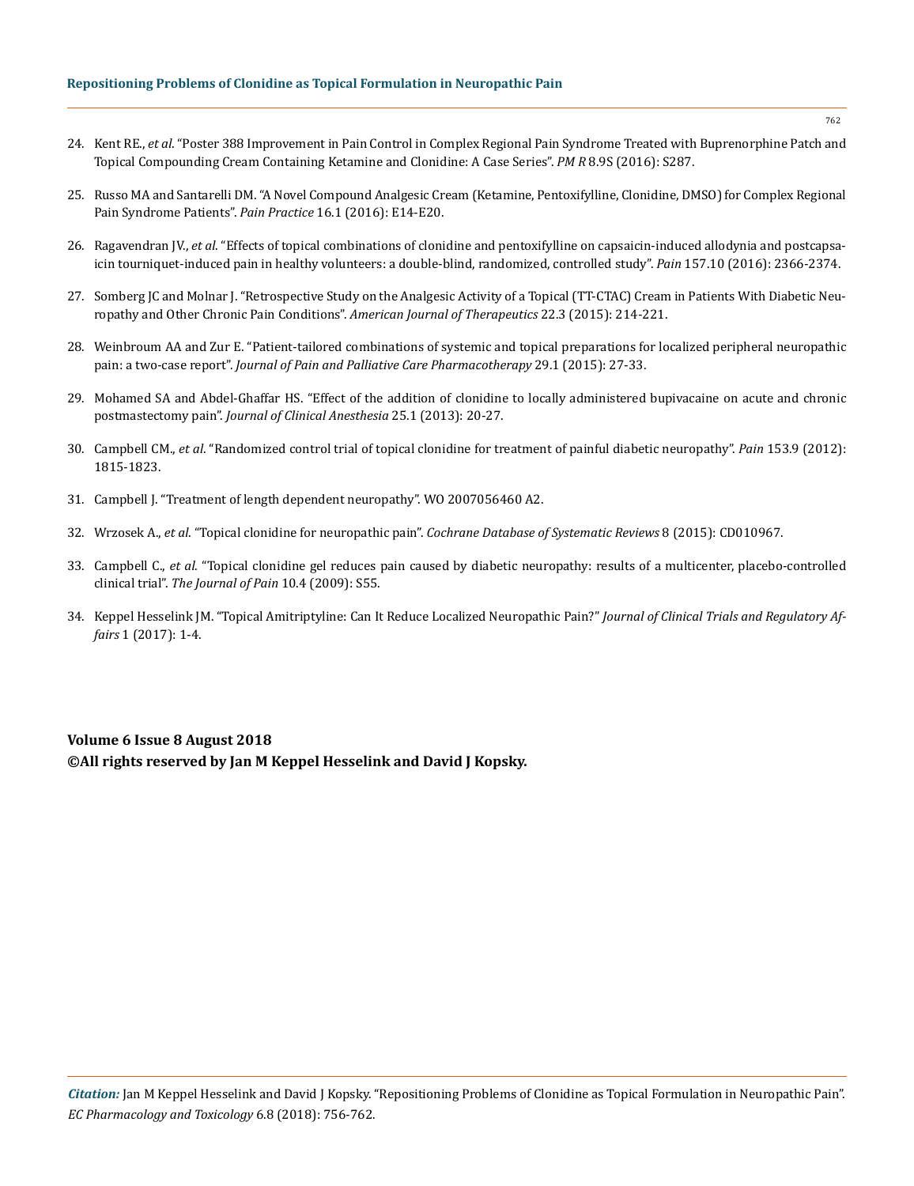24. Kent RE., *et al*. "Poster 388 Improvement in Pain Control in Complex Regional Pain Syndrome Treated with Buprenorphine Patch and Topical Compounding Cream Containing Ketamine and Clonidine: A Case Series". *PM R* 8.9S (2016): S287.

25. Russo MA and Santarelli DM. "A Novel Compound Analgesic Cream (Ketamine, Pentoxifylline, Clonidine, DMSO) for Complex Regional Pain Syndrome Patients". *Pain Practice* 16.1 (2016): E14-E20.

26. Ragavendran JV., *et al*. "Effects of topical combinations of clonidine and pentoxifylline on capsaicin-induced allodynia and postcapsaicin tourniquet-induced pain in healthy volunteers: a double-blind, randomized, controlled study". *Pain* 157.10 (2016): 2366-2374.

27. Somberg JC and Molnar J. "Retrospective Study on the Analgesic Activity of a Topical (TT-CTAC) Cream in Patients With Diabetic Neuropathy and Other Chronic Pain Conditions". *American Journal of Therapeutics* 22.3 (2015): 214-221.

28. Weinbroum AA and Zur E. "Patient-tailored combinations of systemic and topical preparations for localized peripheral neuropathic pain: a two-case report". *Journal of Pain and Palliative Care Pharmacotherapy* 29.1 (2015): 27-33.

29. Mohamed SA and Abdel-Ghaffar HS. "Effect of the addition of clonidine to locally administered bupivacaine on acute and chronic postmastectomy pain". *Journal of Clinical Anesthesia* 25.1 (2013): 20-27.

30. Campbell CM., *et al*. "Randomized control trial of topical clonidine for treatment of painful diabetic neuropathy". *Pain* 153.9 (2012): 1815-1823.

31. Campbell J. "Treatment of length dependent neuropathy". WO 2007056460 A2.

32. Wrzosek A., *et al*. "Topical clonidine for neuropathic pain". *Cochrane Database of Systematic Reviews* 8 (2015): CD010967.

33. Campbell C., *et al*. "Topical clonidine gel reduces pain caused by diabetic neuropathy: results of a multicenter, placebo-controlled clinical trial". *The Journal of Pain* 10.4 (2009): S55.

34. Keppel Hesselink JM. "Topical Amitriptyline: Can It Reduce Localized Neuropathic Pain?" *Journal of Clinical Trials and Regulatory Affairs* 1 (2017): 1-4.

**Volume 6 Issue 8 August 2018**
**©All rights reserved by Jan M Keppel Hesselink and David J Kopsky.**